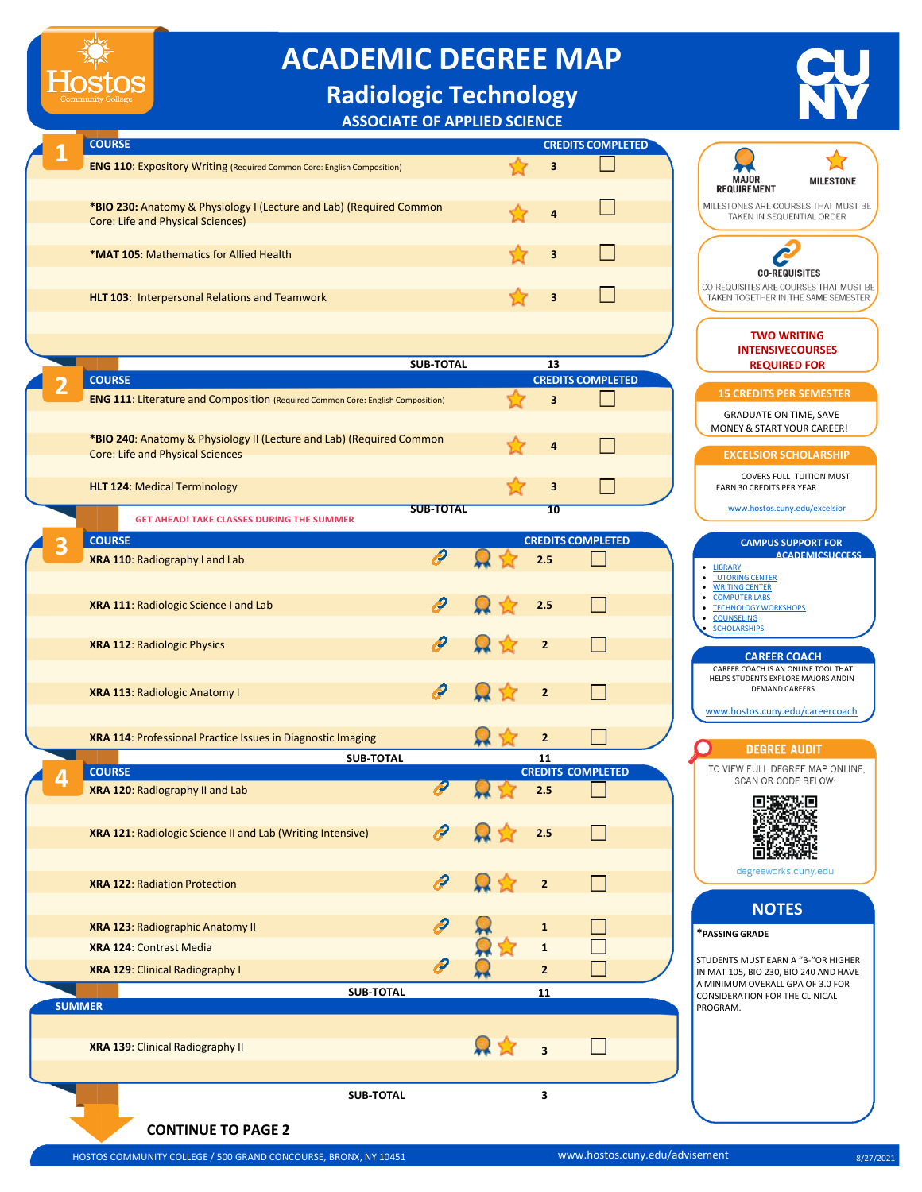# ACADEMIC DEGREE MAP

## Radiologic Technology

### ASSOCIATE OF APPLIED SCIENCE

## 1

| COURSE | CREDITS | COMPLETED |
|---|---|---|
| **ENG 110**: Expository Writing (Required Common Core: English Composition) | 3 | ☐ |
| ***BIO 230**: Anatomy & Physiology I (Lecture and Lab) (Required Common Core: Life and Physical Sciences) | 4 | ☐ |
| ***MAT 105**: Mathematics for Allied Health | 3 | ☐ |
| **HLT 103**: Interpersonal Relations and Teamwork | 3 | ☐ |
| **SUB-TOTAL** | 13 | |

## 2

| COURSE | CREDITS | COMPLETED |
|---|---|---|
| **ENG 111**: Literature and Composition (Required Common Core: English Composition) | 3 | ☐ |
| ***BIO 240**: Anatomy & Physiology II (Lecture and Lab) (Required Common Core: Life and Physical Sciences | 4 | ☐ |
| **HLT 124**: Medical Terminology | 3 | ☐ |
| **SUB-TOTAL** | 10 | |

GET AHEAD! TAKE CLASSES DURING THE SUMMER

## 3

| COURSE | CREDITS | COMPLETED |
|---|---|---|
| **XRA 110**: Radiography I and Lab | 2.5 | ☐ |
| **XRA 111**: Radiologic Science I and Lab | 2.5 | ☐ |
| **XRA 112**: Radiologic Physics | 2 | ☐ |
| **XRA 113**: Radiologic Anatomy I | 2 | ☐ |
| **XRA 114**: Professional Practice Issues in Diagnostic Imaging | 2 | ☐ |
| **SUB-TOTAL** | 11 | |

## 4

| COURSE | CREDITS | COMPLETED |
|---|---|---|
| **XRA 120**: Radiography II and Lab | 2.5 | ☐ |
| **XRA 121**: Radiologic Science II and Lab (Writing Intensive) | 2.5 | ☐ |
| **XRA 122**: Radiation Protection | 2 | ☐ |
| **XRA 123**: Radiographic Anatomy II | 1 | ☐ |
| **XRA 124**: Contrast Media | 1 | ☐ |
| **XRA 129**: Clinical Radiography I | 2 | ☐ |
| **SUB-TOTAL** | 11 | |

## SUMMER

| COURSE | CREDITS | COMPLETED |
|---|---|---|
| **XRA 139**: Clinical Radiography II | 3 | ☐ |
| **SUB-TOTAL** | 3 | |

**CONTINUE TO PAGE 2**

---

**MAJOR REQUIREMENT** / **MILESTONE**

MILESTONES ARE COURSES THAT MUST BE TAKEN IN SEQUENTIAL ORDER

**CO-REQUISITES**

CO-REQUISITES ARE COURSES THAT MUST BE TAKEN TOGETHER IN THE SAME SEMESTER

**TWO WRITING INTENSIVECOURSES REQUIRED FOR**

**15 CREDITS PER SEMESTER**

GRADUATE ON TIME, SAVE MONEY & START YOUR CAREER!

**EXCELSIOR SCHOLARSHIP**

COVERS FULL TUITION MUST EARN 30 CREDITS PER YEAR

www.hostos.cuny.edu/excelsior

**CAMPUS SUPPORT FOR ACADEMICSUCCESS**

- LIBRARY
- TUTORING CENTER
- WRITING CENTER
- COMPUTER LABS
- TECHNOLOGY WORKSHOPS
- COUNSELING
- SCHOLARSHIPS

**CAREER COACH**

CAREER COACH IS AN ONLINE TOOL THAT HELPS STUDENTS EXPLORE MAJORS ANDIN-DEMAND CAREERS

www.hostos.cuny.edu/careercoach

**DEGREE AUDIT**

TO VIEW FULL DEGREE MAP ONLINE, SCAN QR CODE BELOW:

degreeworks.cuny.edu

**NOTES**

***PASSING GRADE**

STUDENTS MUST EARN A "B-"OR HIGHER IN MAT 105, BIO 230, BIO 240 AND HAVE A MINIMUM OVERALL GPA OF 3.0 FOR CONSIDERATION FOR THE CLINICAL PROGRAM.

HOSTOS COMMUNITY COLLEGE / 500 GRAND CONCOURSE, BRONX, NY 10451 — www.hostos.cuny.edu/advisement — 8/27/2021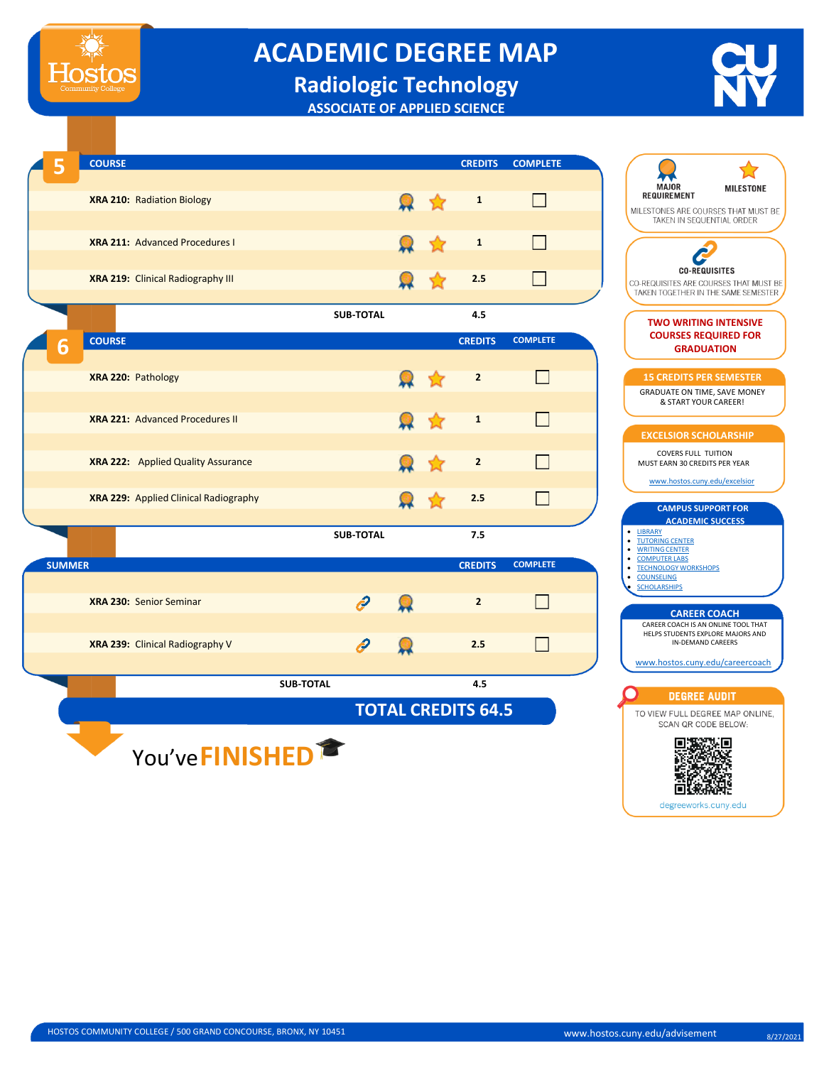# ACADEMIC DEGREE MAP

## Radiologic Technology

### ASSOCIATE OF APPLIED SCIENCE

### 5

| COURSE | | CREDITS | COMPLETE |
|---|---|---|---|
| **XRA 210:** Radiation Biology | Major Requirement, Milestone | 1 | ☐ |
| **XRA 211:** Advanced Procedures I | Major Requirement, Milestone | 1 | ☐ |
| **XRA 219:** Clinical Radiography III | Major Requirement, Milestone | 2.5 | ☐ |
| **SUB-TOTAL** | | **4.5** | |

### 6

| COURSE | | CREDITS | COMPLETE |
|---|---|---|---|
| **XRA 220:** Pathology | Major Requirement, Milestone | 2 | ☐ |
| **XRA 221:** Advanced Procedures II | Major Requirement, Milestone | 1 | ☐ |
| **XRA 222:** Applied Quality Assurance | Major Requirement, Milestone | 2 | ☐ |
| **XRA 229:** Applied Clinical Radiography | Major Requirement, Milestone | 2.5 | ☐ |
| **SUB-TOTAL** | | **7.5** | |

### SUMMER

| COURSE | | CREDITS | COMPLETE |
|---|---|---|---|
| **XRA 230:** Senior Seminar | Co-requisite, Major Requirement | 2 | ☐ |
| **XRA 239:** Clinical Radiography V | Co-requisite, Major Requirement | 2.5 | ☐ |
| **SUB-TOTAL** | | **4.5** | |

**TOTAL CREDITS 64.5**

You've **FINISHED**

---

**MAJOR REQUIREMENT** / **MILESTONE**

MILESTONES ARE COURSES THAT MUST BE TAKEN IN SEQUENTIAL ORDER

**CO-REQUISITES**

CO-REQUISITES ARE COURSES THAT MUST BE TAKEN TOGETHER IN THE SAME SEMESTER

**TWO WRITING INTENSIVE COURSES REQUIRED FOR GRADUATION**

**15 CREDITS PER SEMESTER**

GRADUATE ON TIME, SAVE MONEY & START YOUR CAREER!

**EXCELSIOR SCHOLARSHIP**

COVERS FULL TUITION
MUST EARN 30 CREDITS PER YEAR

www.hostos.cuny.edu/excelsior

**CAMPUS SUPPORT FOR ACADEMIC SUCCESS**

- LIBRARY
- TUTORING CENTER
- WRITING CENTER
- COMPUTER LABS
- TECHNOLOGY WORKSHOPS
- COUNSELING
- SCHOLARSHIPS

**CAREER COACH**

CAREER COACH IS AN ONLINE TOOL THAT HELPS STUDENTS EXPLORE MAJORS AND IN-DEMAND CAREERS

www.hostos.cuny.edu/careercoach

**DEGREE AUDIT**

TO VIEW FULL DEGREE MAP ONLINE, SCAN QR CODE BELOW:

degreeworks.cuny.edu

HOSTOS COMMUNITY COLLEGE / 500 GRAND CONCOURSE, BRONX, NY 10451 — www.hostos.cuny.edu/advisement — 8/27/2021